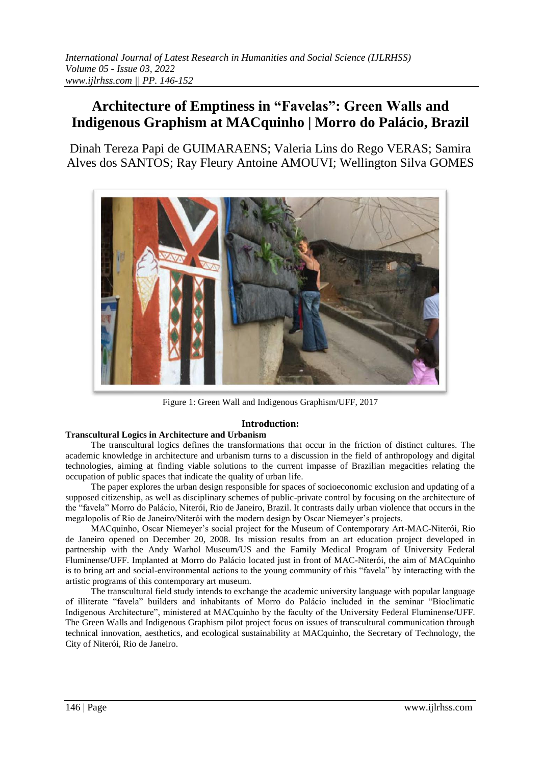# Architecture of Emptiness in "Favelas": Green Walls and Indigenous Graphism at MACquinho | Morro do Palácio, Brazil

Dinah Tereza Papi de GUIMARAENS; Valeria Lins do Rego VERAS; Samira Alves dos SANTOS; Ray Fleury Antoine AMOUVI; Wellington Silva GOMES

Figure 1: Green Wall and Indigenous Graphism/UFF, 2017

## Introduction:

### Transcultural Logics in Architecture and Urbanism

The transcultural logics defines the transformations that occur in the friction of distinct cultures. The academic knowledge in architecture and urbanism turns to a discussion in the field of anthropology and digital technologies, aiming at finding viable solutions to the current impasse of Brazilian megacities relating the occupation of public spaces that indicate the quality of urban life.

The paper explores the urban design responsible for spaces of socioeconomic exclusion and updating of a supposed citizenship, as well as disciplinary schemes of public-private control by focusing on the architecture of the "favela" Morro do Palácio, Niterói, Rio de Janeiro, Brazil. It contrasts daily urban violence that occurs in the megalopolis of Rio de Janeiro/Niterói with the modern design by Oscar Niemeyer's projects.

MACquinho, Oscar Niemeyer's social project for the Museum of Contemporary Art-MAC-Niterói, Rio de Janeiro opened on December 20, 2008. Its mission results from an art education project developed in partnership with the Andy Warhol Museum/US and the Family Medical Program of University Federal Fluminense/UFF. Implanted at Morro do Palácio located just in front of MAC-Niterói, the aim of MACquinho is to bring art and social-environmental actions to the young community of this "favela" by interacting with the artistic programs of this contemporary art museum.

The transcultural field study intends to exchange the academic university language with popular language of illiterate "favela" builders and inhabitants of Morro do Palácio included in the seminar "Bioclimatic Indigenous Architecture", ministered at MACquinho by the faculty of the University Federal Fluminense/UFF. The Green Walls and Indigenous Graphism pilot project focus on issues of transcultural communication through technical innovation, aesthetics, and ecological sustainability at MACquinho, the Secretary of Technology, the City of Niterói, Rio de Janeiro.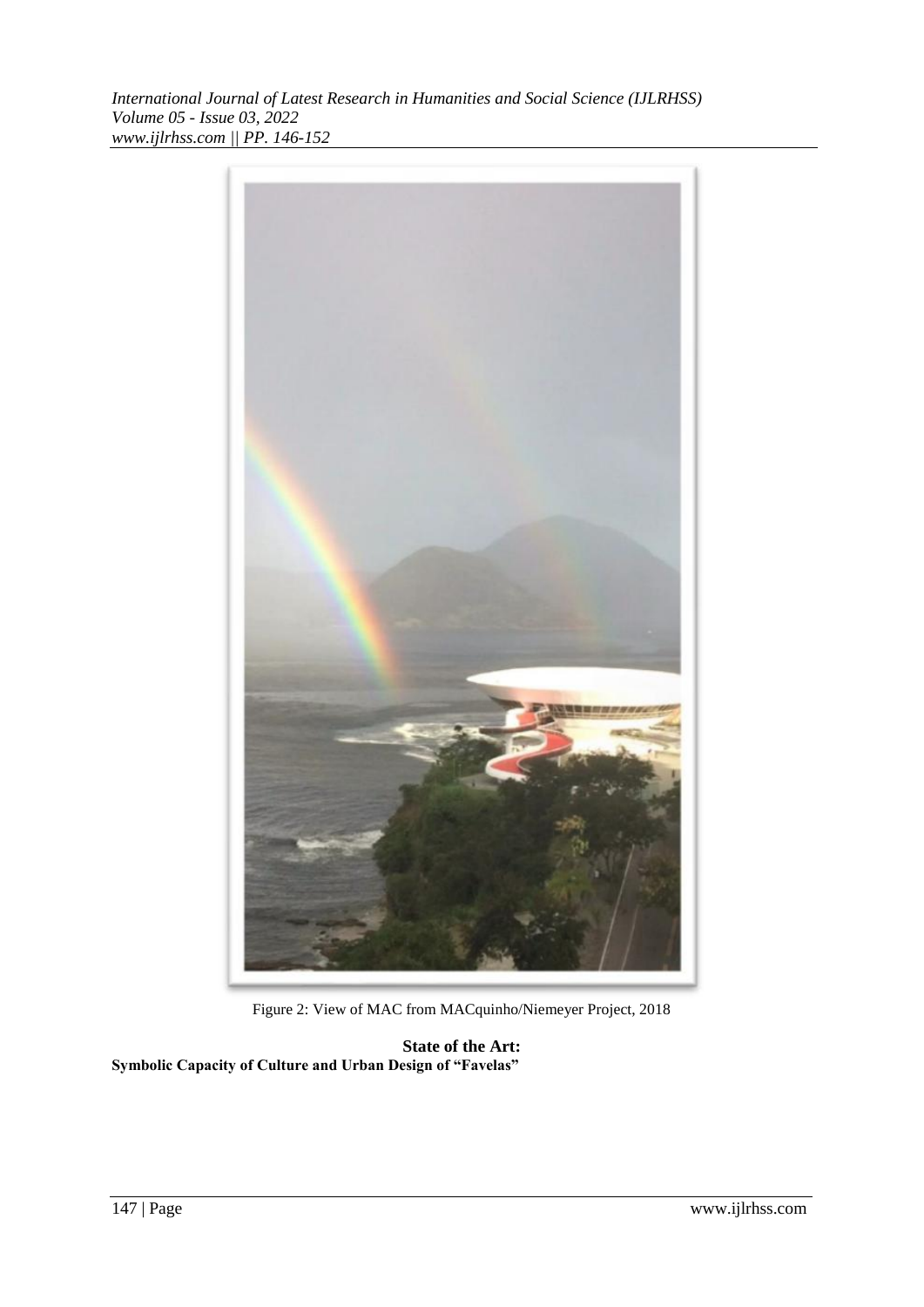Figure 2: View of MAC from MACquinho/Niemeyer Project, 2018

## State of the Art:

### Symbolic Capacity of Culture and Urban Design of "Favelas"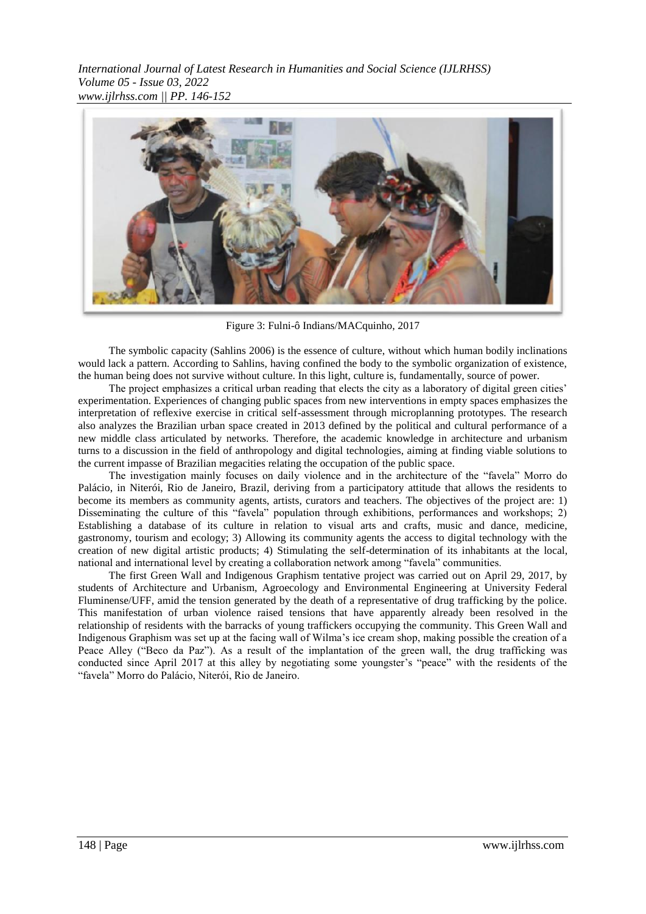Figure 3: Fulni-ô Indians/MACquinho, 2017

The symbolic capacity (Sahlins 2006) is the essence of culture, without which human bodily inclinations would lack a pattern. According to Sahlins, having confined the body to the symbolic organization of existence, the human being does not survive without culture. In this light, culture is, fundamentally, source of power.

The project emphasizes a critical urban reading that elects the city as a laboratory of digital green cities' experimentation. Experiences of changing public spaces from new interventions in empty spaces emphasizes the interpretation of reflexive exercise in critical self-assessment through microplanning prototypes. The research also analyzes the Brazilian urban space created in 2013 defined by the political and cultural performance of a new middle class articulated by networks. Therefore, the academic knowledge in architecture and urbanism turns to a discussion in the field of anthropology and digital technologies, aiming at finding viable solutions to the current impasse of Brazilian megacities relating the occupation of the public space.

The investigation mainly focuses on daily violence and in the architecture of the "favela" Morro do Palácio, in Niterói, Rio de Janeiro, Brazil, deriving from a participatory attitude that allows the residents to become its members as community agents, artists, curators and teachers. The objectives of the project are: 1) Disseminating the culture of this "favela" population through exhibitions, performances and workshops; 2) Establishing a database of its culture in relation to visual arts and crafts, music and dance, medicine, gastronomy, tourism and ecology; 3) Allowing its community agents the access to digital technology with the creation of new digital artistic products; 4) Stimulating the self-determination of its inhabitants at the local, national and international level by creating a collaboration network among "favela" communities.

The first Green Wall and Indigenous Graphism tentative project was carried out on April 29, 2017, by students of Architecture and Urbanism, Agroecology and Environmental Engineering at University Federal Fluminense/UFF, amid the tension generated by the death of a representative of drug trafficking by the police. This manifestation of urban violence raised tensions that have apparently already been resolved in the relationship of residents with the barracks of young traffickers occupying the community. This Green Wall and Indigenous Graphism was set up at the facing wall of Wilma's ice cream shop, making possible the creation of a Peace Alley ("Beco da Paz"). As a result of the implantation of the green wall, the drug trafficking was conducted since April 2017 at this alley by negotiating some youngster's "peace" with the residents of the "favela" Morro do Palácio, Niterói, Rio de Janeiro.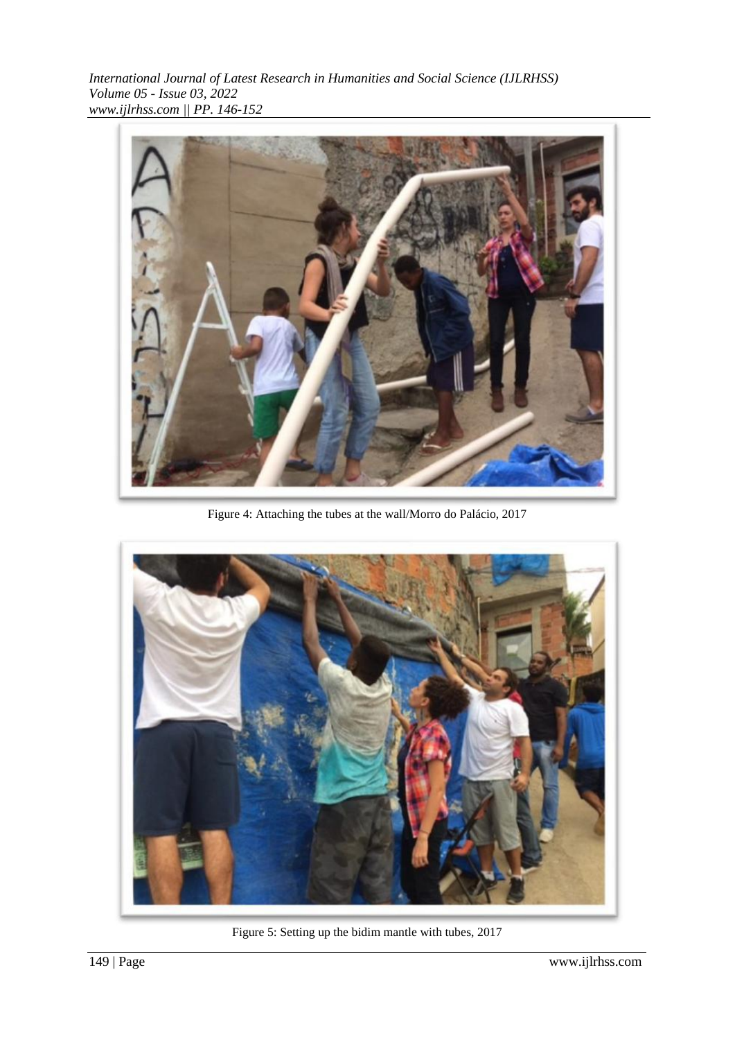Figure 4: Attaching the tubes at the wall/Morro do Palácio, 2017

Figure 5: Setting up the bidim mantle with tubes, 2017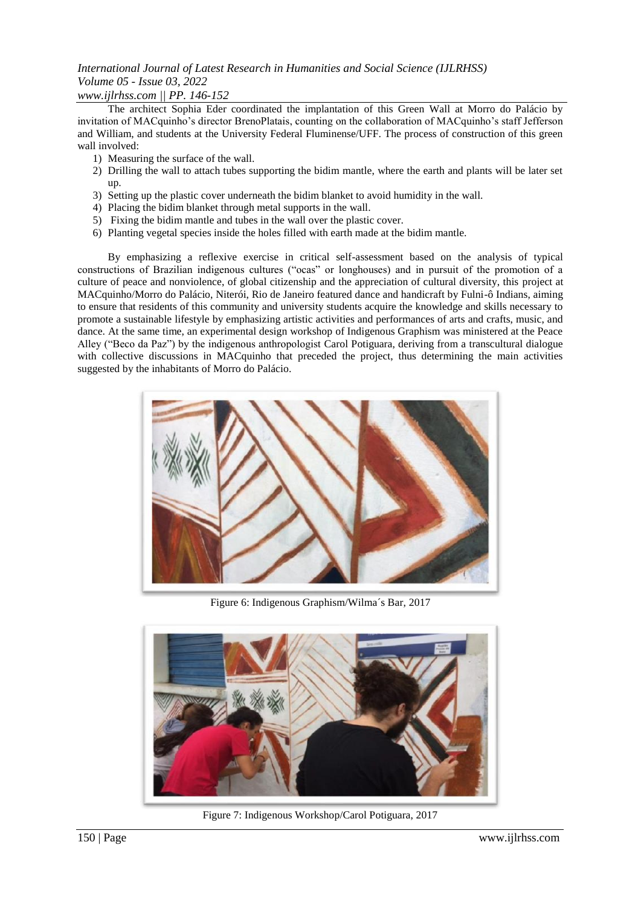The architect Sophia Eder coordinated the implantation of this Green Wall at Morro do Palácio by invitation of MACquinho's director BrenoPlatais, counting on the collaboration of MACquinho's staff Jefferson and William, and students at the University Federal Fluminense/UFF. The process of construction of this green wall involved:

1) Measuring the surface of the wall.
2) Drilling the wall to attach tubes supporting the bidim mantle, where the earth and plants will be later set up.
3) Setting up the plastic cover underneath the bidim blanket to avoid humidity in the wall.
4) Placing the bidim blanket through metal supports in the wall.
5) Fixing the bidim mantle and tubes in the wall over the plastic cover.
6) Planting vegetal species inside the holes filled with earth made at the bidim mantle.

By emphasizing a reflexive exercise in critical self-assessment based on the analysis of typical constructions of Brazilian indigenous cultures ("ocas" or longhouses) and in pursuit of the promotion of a culture of peace and nonviolence, of global citizenship and the appreciation of cultural diversity, this project at MACquinho/Morro do Palácio, Niterói, Rio de Janeiro featured dance and handicraft by Fulni-ô Indians, aiming to ensure that residents of this community and university students acquire the knowledge and skills necessary to promote a sustainable lifestyle by emphasizing artistic activities and performances of arts and crafts, music, and dance. At the same time, an experimental design workshop of Indigenous Graphism was ministered at the Peace Alley ("Beco da Paz") by the indigenous anthropologist Carol Potiguara, deriving from a transcultural dialogue with collective discussions in MACquinho that preceded the project, thus determining the main activities suggested by the inhabitants of Morro do Palácio.

Figure 6: Indigenous Graphism/Wilma´s Bar, 2017

Figure 7: Indigenous Workshop/Carol Potiguara, 2017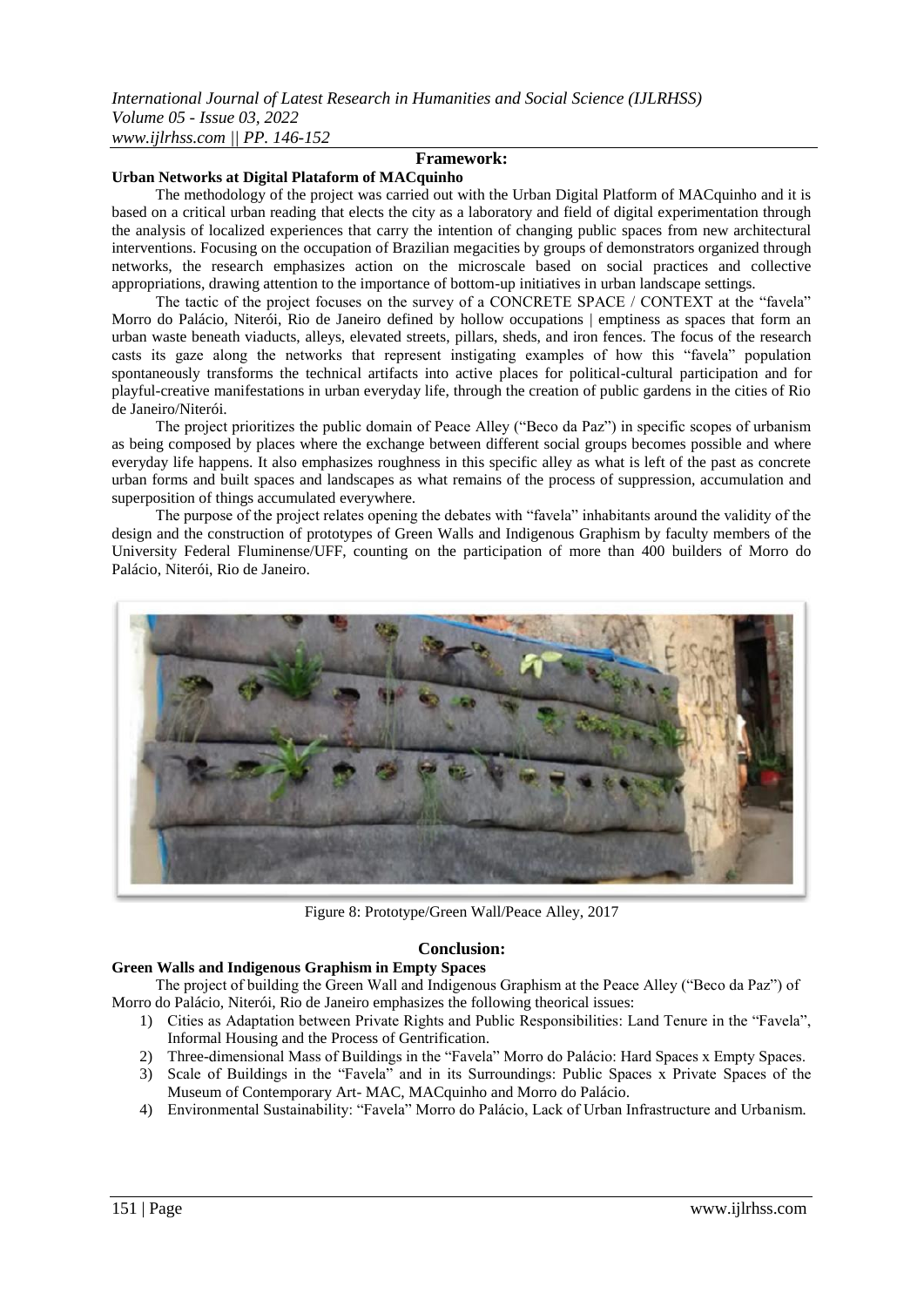## Framework:

### Urban Networks at Digital Plataform of MACquinho

The methodology of the project was carried out with the Urban Digital Platform of MACquinho and it is based on a critical urban reading that elects the city as a laboratory and field of digital experimentation through the analysis of localized experiences that carry the intention of changing public spaces from new architectural interventions. Focusing on the occupation of Brazilian megacities by groups of demonstrators organized through networks, the research emphasizes action on the microscale based on social practices and collective appropriations, drawing attention to the importance of bottom-up initiatives in urban landscape settings.

The tactic of the project focuses on the survey of a CONCRETE SPACE / CONTEXT at the "favela" Morro do Palácio, Niterói, Rio de Janeiro defined by hollow occupations | emptiness as spaces that form an urban waste beneath viaducts, alleys, elevated streets, pillars, sheds, and iron fences. The focus of the research casts its gaze along the networks that represent instigating examples of how this "favela" population spontaneously transforms the technical artifacts into active places for political-cultural participation and for playful-creative manifestations in urban everyday life, through the creation of public gardens in the cities of Rio de Janeiro/Niterói.

The project prioritizes the public domain of Peace Alley ("Beco da Paz") in specific scopes of urbanism as being composed by places where the exchange between different social groups becomes possible and where everyday life happens. It also emphasizes roughness in this specific alley as what is left of the past as concrete urban forms and built spaces and landscapes as what remains of the process of suppression, accumulation and superposition of things accumulated everywhere.

The purpose of the project relates opening the debates with "favela" inhabitants around the validity of the design and the construction of prototypes of Green Walls and Indigenous Graphism by faculty members of the University Federal Fluminense/UFF, counting on the participation of more than 400 builders of Morro do Palácio, Niterói, Rio de Janeiro.

Figure 8: Prototype/Green Wall/Peace Alley, 2017

## Conclusion:

### Green Walls and Indigenous Graphism in Empty Spaces

The project of building the Green Wall and Indigenous Graphism at the Peace Alley ("Beco da Paz") of Morro do Palácio, Niterói, Rio de Janeiro emphasizes the following theorical issues:

1) Cities as Adaptation between Private Rights and Public Responsibilities: Land Tenure in the "Favela", Informal Housing and the Process of Gentrification.
2) Three-dimensional Mass of Buildings in the "Favela" Morro do Palácio: Hard Spaces x Empty Spaces.
3) Scale of Buildings in the "Favela" and in its Surroundings: Public Spaces x Private Spaces of the Museum of Contemporary Art- MAC, MACquinho and Morro do Palácio.
4) Environmental Sustainability: "Favela" Morro do Palácio, Lack of Urban Infrastructure and Urbanism.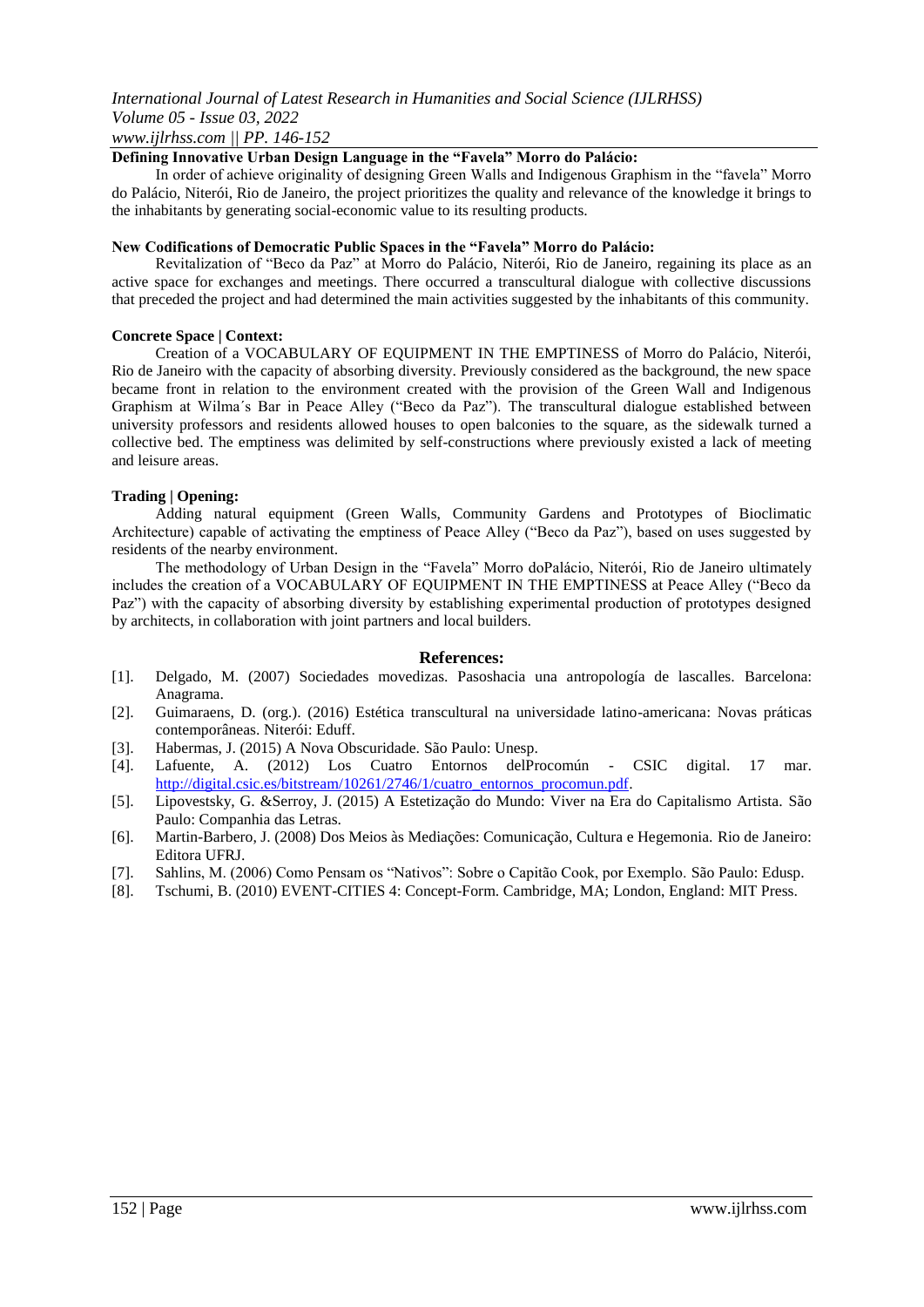**Defining Innovative Urban Design Language in the "Favela" Morro do Palácio:**

In order of achieve originality of designing Green Walls and Indigenous Graphism in the "favela" Morro do Palácio, Niterói, Rio de Janeiro, the project prioritizes the quality and relevance of the knowledge it brings to the inhabitants by generating social-economic value to its resulting products.

**New Codifications of Democratic Public Spaces in the "Favela" Morro do Palácio:**

Revitalization of "Beco da Paz" at Morro do Palácio, Niterói, Rio de Janeiro, regaining its place as an active space for exchanges and meetings. There occurred a transcultural dialogue with collective discussions that preceded the project and had determined the main activities suggested by the inhabitants of this community.

**Concrete Space | Context:**

Creation of a VOCABULARY OF EQUIPMENT IN THE EMPTINESS of Morro do Palácio, Niterói, Rio de Janeiro with the capacity of absorbing diversity. Previously considered as the background, the new space became front in relation to the environment created with the provision of the Green Wall and Indigenous Graphism at Wilma´s Bar in Peace Alley ("Beco da Paz"). The transcultural dialogue established between university professors and residents allowed houses to open balconies to the square, as the sidewalk turned a collective bed. The emptiness was delimited by self-constructions where previously existed a lack of meeting and leisure areas.

**Trading | Opening:**

Adding natural equipment (Green Walls, Community Gardens and Prototypes of Bioclimatic Architecture) capable of activating the emptiness of Peace Alley ("Beco da Paz"), based on uses suggested by residents of the nearby environment.

The methodology of Urban Design in the "Favela" Morro doPalácio, Niterói, Rio de Janeiro ultimately includes the creation of a VOCABULARY OF EQUIPMENT IN THE EMPTINESS at Peace Alley ("Beco da Paz") with the capacity of absorbing diversity by establishing experimental production of prototypes designed by architects, in collaboration with joint partners and local builders.

## References:

[1]. Delgado, M. (2007) Sociedades movedizas. Pasoshacia una antropología de lascalles. Barcelona: Anagrama.

[2]. Guimaraens, D. (org.). (2016) Estética transcultural na universidade latino-americana: Novas práticas contemporâneas. Niterói: Eduff.

[3]. Habermas, J. (2015) A Nova Obscuridade. São Paulo: Unesp.

[4]. Lafuente, A. (2012) Los Cuatro Entornos delProcomún - CSIC digital. 17 mar. http://digital.csic.es/bitstream/10261/2746/1/cuatro_entornos_procomun.pdf.

[5]. Lipovestsky, G. &Serroy, J. (2015) A Estetização do Mundo: Viver na Era do Capitalismo Artista. São Paulo: Companhia das Letras.

[6]. Martin-Barbero, J. (2008) Dos Meios às Mediações: Comunicação, Cultura e Hegemonia. Rio de Janeiro: Editora UFRJ.

[7]. Sahlins, M. (2006) Como Pensam os "Nativos": Sobre o Capitão Cook, por Exemplo. São Paulo: Edusp.

[8]. Tschumi, B. (2010) EVENT-CITIES 4: Concept-Form. Cambridge, MA; London, England: MIT Press.